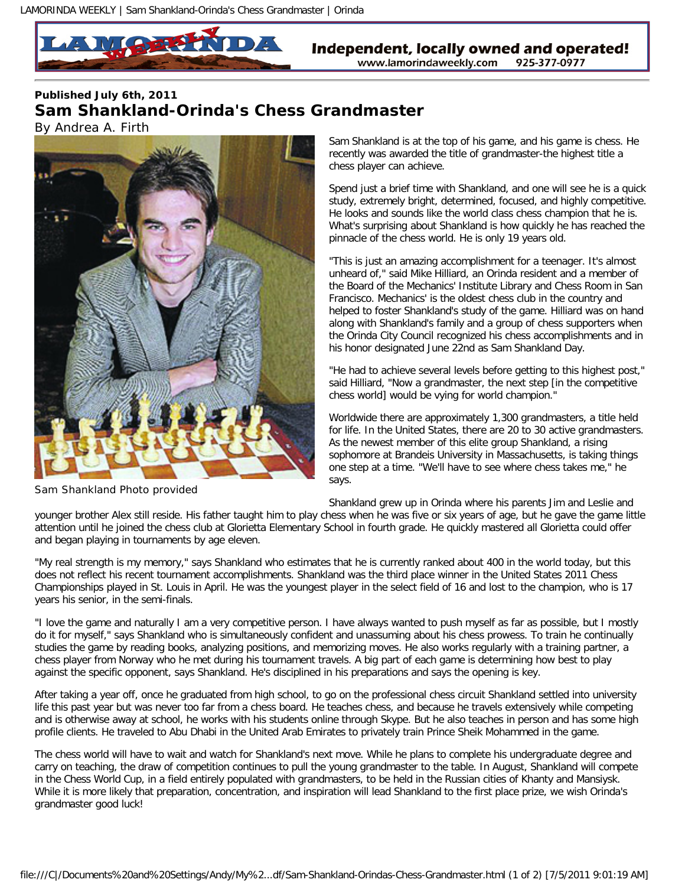**Published July 6th, 2011**

# Sam Shankland-Orinda's Chess Grandmaster

By Andrea A. Firth

Sam Shankland Photo provided

Sam Shankland is at the top of his game, and his game is chess. He recently was awarded the title of grandmaster-the highest title a chess player can achieve.

Spend just a brief time with Shankland, and one will see he is a quick study, extremely bright, determined, focused, and highly competitive. He looks and sounds like the world class chess champion that he is. What's surprising about Shankland is how quickly he has reached the pinnacle of the chess world. He is only 19 years old.

"This is just an amazing accomplishment for a teenager. It's almost unheard of," said Mike Hilliard, an Orinda resident and a member of the Board of the Mechanics' Institute Library and Chess Room in San Francisco. Mechanics' is the oldest chess club in the country and helped to foster Shankland's study of the game. Hilliard was on hand along with Shankland's family and a group of chess supporters when the Orinda City Council recognized his chess accomplishments and in his honor designated June 22nd as Sam Shankland Day.

"He had to achieve several levels before getting to this highest post," said Hilliard, "Now a grandmaster, the next step [in the competitive chess world] would be vying for world champion."

Worldwide there are approximately 1,300 grandmasters, a title held for life. In the United States, there are 20 to 30 active grandmasters. As the newest member of this elite group Shankland, a rising sophomore at Brandeis University in Massachusetts, is taking things one step at a time. "We'll have to see where chess takes me," he says.

Shankland grew up in Orinda where his parents Jim and Leslie and younger brother Alex still reside. His father taught him to play chess when he was five or six years of age, but he gave the game little attention until he joined the chess club at Glorietta Elementary School in fourth grade. He quickly mastered all Glorietta could offer and began playing in tournaments by age eleven.

"My real strength is my memory," says Shankland who estimates that he is currently ranked about 400 in the world today, but this does not reflect his recent tournament accomplishments. Shankland was the third place winner in the United States 2011 Chess Championships played in St. Louis in April. He was the youngest player in the select field of 16 and lost to the champion, who is 17 years his senior, in the semi-finals.

"I love the game and naturally I am a very competitive person. I have always wanted to push myself as far as possible, but I mostly do it for myself," says Shankland who is simultaneously confident and unassuming about his chess prowess. To train he continually studies the game by reading books, analyzing positions, and memorizing moves. He also works regularly with a training partner, a chess player from Norway who he met during his tournament travels. A big part of each game is determining how best to play against the specific opponent, says Shankland. He's disciplined in his preparations and says the opening is key.

After taking a year off, once he graduated from high school, to go on the professional chess circuit Shankland settled into university life this past year but was never too far from a chess board. He teaches chess, and because he travels extensively while competing and is otherwise away at school, he works with his students online through Skype. But he also teaches in person and has some high profile clients. He traveled to Abu Dhabi in the United Arab Emirates to privately train Prince Sheik Mohammed in the game.

The chess world will have to wait and watch for Shankland's next move. While he plans to complete his undergraduate degree and carry on teaching, the draw of competition continues to pull the young grandmaster to the table. In August, Shankland will compete in the Chess World Cup, in a field entirely populated with grandmasters, to be held in the Russian cities of Khanty and Mansiysk. While it is more likely that preparation, concentration, and inspiration will lead Shankland to the first place prize, we wish Orinda's grandmaster good luck!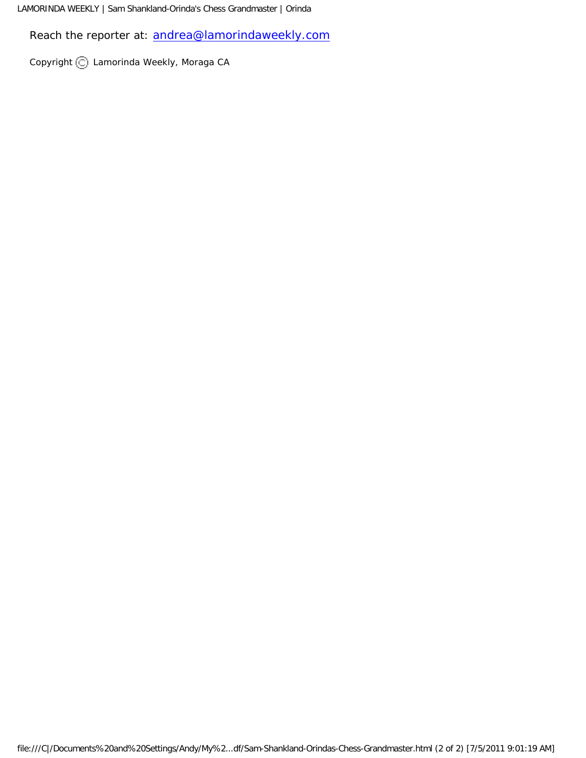Reach the reporter at: [andrea@lamorindaweekly.com](mailto:andrea@lamorindaweekly.com)

Copyright © Lamorinda Weekly, Moraga CA